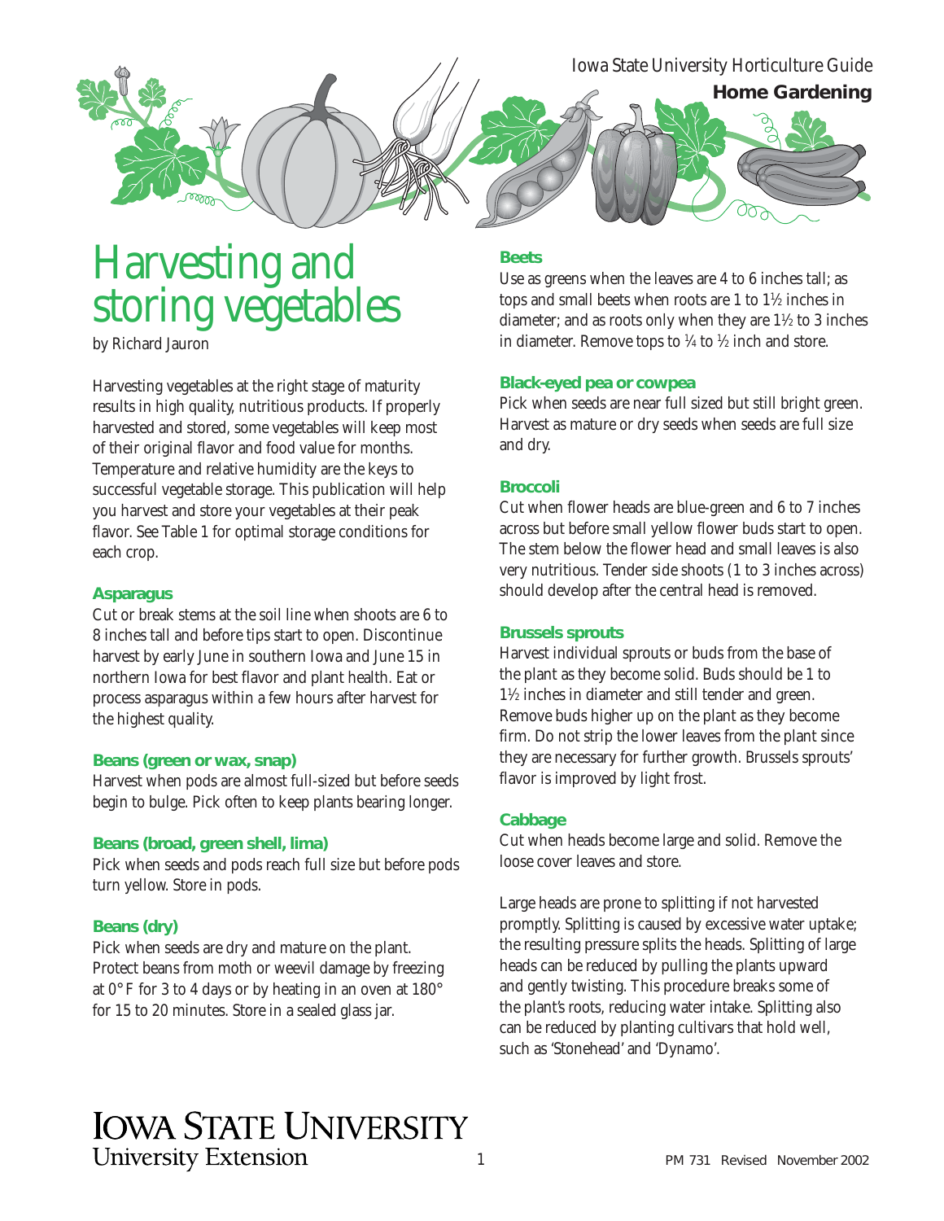Iowa State University Horticulture Guide

**Home Gardening**

# Harvesting and storing vegetables

by Richard Jauron

Harvesting vegetables at the right stage of maturity results in high quality, nutritious products. If properly harvested and stored, some vegetables will keep most of their original flavor and food value for months. Temperature and relative humidity are the keys to successful vegetable storage. This publication will help you harvest and store your vegetables at their peak flavor. See Table 1 for optimal storage conditions for each crop.

### Asparagus

Cut or break stems at the soil line when shoots are 6 to 8 inches tall and before tips start to open. Discontinue harvest by early June in southern Iowa and June 15 in northern Iowa for best flavor and plant health. Eat or process asparagus within a few hours after harvest for the highest quality.

### Beans (green or wax, snap)

Harvest when pods are almost full-sized but before seeds begin to bulge. Pick often to keep plants bearing longer.

### Beans (broad, green shell, lima)

Pick when seeds and pods reach full size but before pods turn yellow. Store in pods.

### Beans (dry)

Pick when seeds are dry and mature on the plant. Protect beans from moth or weevil damage by freezing at 0° F for 3 to 4 days or by heating in an oven at 180° for 15 to 20 minutes. Store in a sealed glass jar.

### Beets

Use as greens when the leaves are 4 to 6 inches tall; as tops and small beets when roots are 1 to 1½ inches in diameter; and as roots only when they are 1½ to 3 inches in diameter. Remove tops to ¼ to ½ inch and store.

### Black-eyed pea or cowpea

Pick when seeds are near full sized but still bright green. Harvest as mature or dry seeds when seeds are full size and dry.

### Broccoli

Cut when flower heads are blue-green and 6 to 7 inches across but before small yellow flower buds start to open. The stem below the flower head and small leaves is also very nutritious. Tender side shoots (1 to 3 inches across) should develop after the central head is removed.

### Brussels sprouts

Harvest individual sprouts or buds from the base of the plant as they become solid. Buds should be 1 to 1½ inches in diameter and still tender and green. Remove buds higher up on the plant as they become firm. Do not strip the lower leaves from the plant since they are necessary for further growth. Brussels sprouts' flavor is improved by light frost.

### Cabbage

Cut when heads become large and solid. Remove the loose cover leaves and store.

Large heads are prone to splitting if not harvested promptly. Splitting is caused by excessive water uptake; the resulting pressure splits the heads. Splitting of large heads can be reduced by pulling the plants upward and gently twisting. This procedure breaks some of the plant's roots, reducing water intake. Splitting also can be reduced by planting cultivars that hold well, such as 'Stonehead' and 'Dynamo'.

IOWA STATE UNIVERSITY
University Extension

PM 731 Revised November 2002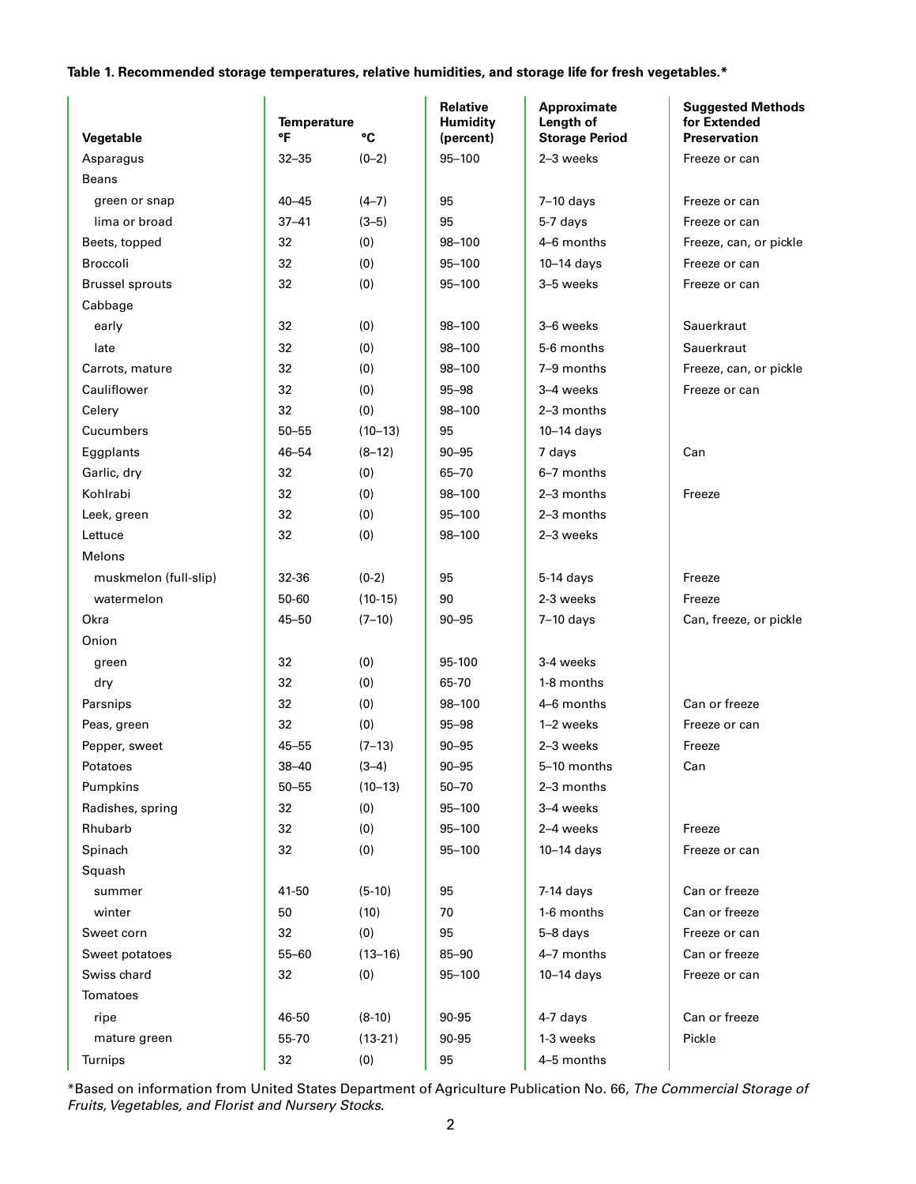**Table 1. Recommended storage temperatures, relative humidities, and storage life for fresh vegetables.***

| Vegetable | Temperature °F | °C | Relative Humidity (percent) | Approximate Length of Storage Period | Suggested Methods for Extended Preservation |
|---|---|---|---|---|---|
| Asparagus | 32–35 | (0–2) | 95–100 | 2–3 weeks | Freeze or can |
| Beans | | | | | |
| green or snap | 40–45 | (4–7) | 95 | 7–10 days | Freeze or can |
| lima or broad | 37–41 | (3–5) | 95 | 5-7 days | Freeze or can |
| Beets, topped | 32 | (0) | 98–100 | 4–6 months | Freeze, can, or pickle |
| Broccoli | 32 | (0) | 95–100 | 10–14 days | Freeze or can |
| Brussel sprouts | 32 | (0) | 95–100 | 3–5 weeks | Freeze or can |
| Cabbage | | | | | |
| early | 32 | (0) | 98–100 | 3–6 weeks | Sauerkraut |
| late | 32 | (0) | 98–100 | 5-6 months | Sauerkraut |
| Carrots, mature | 32 | (0) | 98–100 | 7–9 months | Freeze, can, or pickle |
| Cauliflower | 32 | (0) | 95–98 | 3–4 weeks | Freeze or can |
| Celery | 32 | (0) | 98–100 | 2–3 months | |
| Cucumbers | 50–55 | (10–13) | 95 | 10–14 days | |
| Eggplants | 46–54 | (8–12) | 90–95 | 7 days | Can |
| Garlic, dry | 32 | (0) | 65–70 | 6–7 months | |
| Kohlrabi | 32 | (0) | 98–100 | 2–3 months | Freeze |
| Leek, green | 32 | (0) | 95–100 | 2–3 months | |
| Lettuce | 32 | (0) | 98–100 | 2–3 weeks | |
| Melons | | | | | |
| muskmelon (full-slip) | 32-36 | (0-2) | 95 | 5-14 days | Freeze |
| watermelon | 50-60 | (10-15) | 90 | 2-3 weeks | Freeze |
| Okra | 45–50 | (7–10) | 90–95 | 7–10 days | Can, freeze, or pickle |
| Onion | | | | | |
| green | 32 | (0) | 95-100 | 3-4 weeks | |
| dry | 32 | (0) | 65-70 | 1-8 months | |
| Parsnips | 32 | (0) | 98–100 | 4–6 months | Can or freeze |
| Peas, green | 32 | (0) | 95–98 | 1–2 weeks | Freeze or can |
| Pepper, sweet | 45–55 | (7–13) | 90–95 | 2–3 weeks | Freeze |
| Potatoes | 38–40 | (3–4) | 90–95 | 5–10 months | Can |
| Pumpkins | 50–55 | (10–13) | 50–70 | 2–3 months | |
| Radishes, spring | 32 | (0) | 95–100 | 3–4 weeks | |
| Rhubarb | 32 | (0) | 95–100 | 2–4 weeks | Freeze |
| Spinach | 32 | (0) | 95–100 | 10–14 days | Freeze or can |
| Squash | | | | | |
| summer | 41-50 | (5-10) | 95 | 7-14 days | Can or freeze |
| winter | 50 | (10) | 70 | 1-6 months | Can or freeze |
| Sweet corn | 32 | (0) | 95 | 5–8 days | Freeze or can |
| Sweet potatoes | 55–60 | (13–16) | 85–90 | 4–7 months | Can or freeze |
| Swiss chard | 32 | (0) | 95–100 | 10–14 days | Freeze or can |
| Tomatoes | | | | | |
| ripe | 46-50 | (8-10) | 90-95 | 4-7 days | Can or freeze |
| mature green | 55-70 | (13-21) | 90-95 | 1-3 weeks | Pickle |
| Turnips | 32 | (0) | 95 | 4–5 months | |

*Based on information from United States Department of Agriculture Publication No. 66, *The Commercial Storage of Fruits, Vegetables, and Florist and Nursery Stocks*.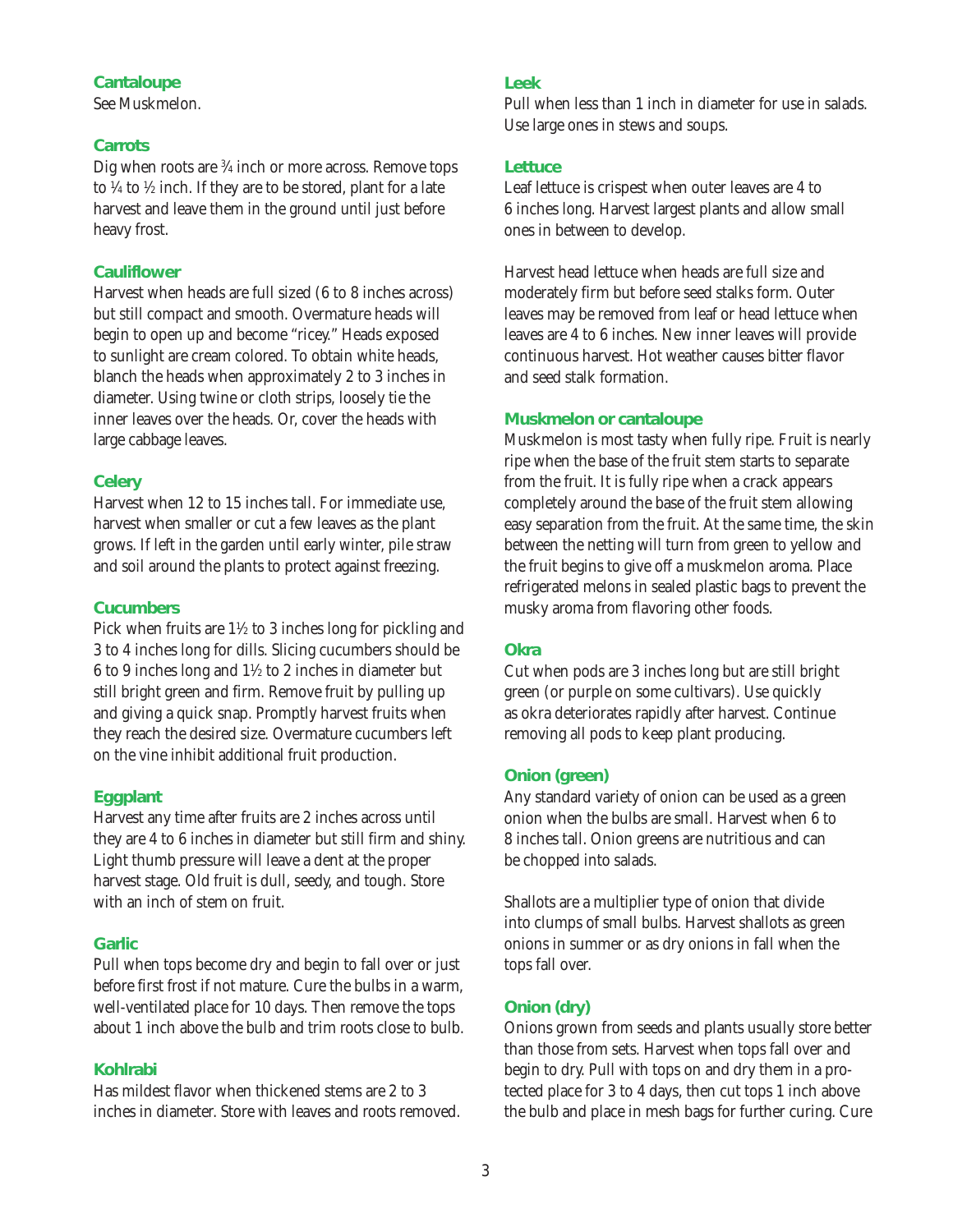### Cantaloupe

See Muskmelon.

### Carrots

Dig when roots are ¾ inch or more across. Remove tops to ¼ to ½ inch. If they are to be stored, plant for a late harvest and leave them in the ground until just before heavy frost.

### Cauliflower

Harvest when heads are full sized (6 to 8 inches across) but still compact and smooth. Overmature heads will begin to open up and become "ricey." Heads exposed to sunlight are cream colored. To obtain white heads, blanch the heads when approximately 2 to 3 inches in diameter. Using twine or cloth strips, loosely tie the inner leaves over the heads. Or, cover the heads with large cabbage leaves.

### Celery

Harvest when 12 to 15 inches tall. For immediate use, harvest when smaller or cut a few leaves as the plant grows. If left in the garden until early winter, pile straw and soil around the plants to protect against freezing.

### Cucumbers

Pick when fruits are 1½ to 3 inches long for pickling and 3 to 4 inches long for dills. Slicing cucumbers should be 6 to 9 inches long and 1½ to 2 inches in diameter but still bright green and firm. Remove fruit by pulling up and giving a quick snap. Promptly harvest fruits when they reach the desired size. Overmature cucumbers left on the vine inhibit additional fruit production.

### Eggplant

Harvest any time after fruits are 2 inches across until they are 4 to 6 inches in diameter but still firm and shiny. Light thumb pressure will leave a dent at the proper harvest stage. Old fruit is dull, seedy, and tough. Store with an inch of stem on fruit.

### Garlic

Pull when tops become dry and begin to fall over or just before first frost if not mature. Cure the bulbs in a warm, well-ventilated place for 10 days. Then remove the tops about 1 inch above the bulb and trim roots close to bulb.

### Kohlrabi

Has mildest flavor when thickened stems are 2 to 3 inches in diameter. Store with leaves and roots removed.

### Leek

Pull when less than 1 inch in diameter for use in salads. Use large ones in stews and soups.

### Lettuce

Leaf lettuce is crispest when outer leaves are 4 to 6 inches long. Harvest largest plants and allow small ones in between to develop.

Harvest head lettuce when heads are full size and moderately firm but before seed stalks form. Outer leaves may be removed from leaf or head lettuce when leaves are 4 to 6 inches. New inner leaves will provide continuous harvest. Hot weather causes bitter flavor and seed stalk formation.

### Muskmelon or cantaloupe

Muskmelon is most tasty when fully ripe. Fruit is nearly ripe when the base of the fruit stem starts to separate from the fruit. It is fully ripe when a crack appears completely around the base of the fruit stem allowing easy separation from the fruit. At the same time, the skin between the netting will turn from green to yellow and the fruit begins to give off a muskmelon aroma. Place refrigerated melons in sealed plastic bags to prevent the musky aroma from flavoring other foods.

### Okra

Cut when pods are 3 inches long but are still bright green (or purple on some cultivars). Use quickly as okra deteriorates rapidly after harvest. Continue removing all pods to keep plant producing.

### Onion (green)

Any standard variety of onion can be used as a green onion when the bulbs are small. Harvest when 6 to 8 inches tall. Onion greens are nutritious and can be chopped into salads.

Shallots are a multiplier type of onion that divide into clumps of small bulbs. Harvest shallots as green onions in summer or as dry onions in fall when the tops fall over.

### Onion (dry)

Onions grown from seeds and plants usually store better than those from sets. Harvest when tops fall over and begin to dry. Pull with tops on and dry them in a protected place for 3 to 4 days, then cut tops 1 inch above the bulb and place in mesh bags for further curing. Cure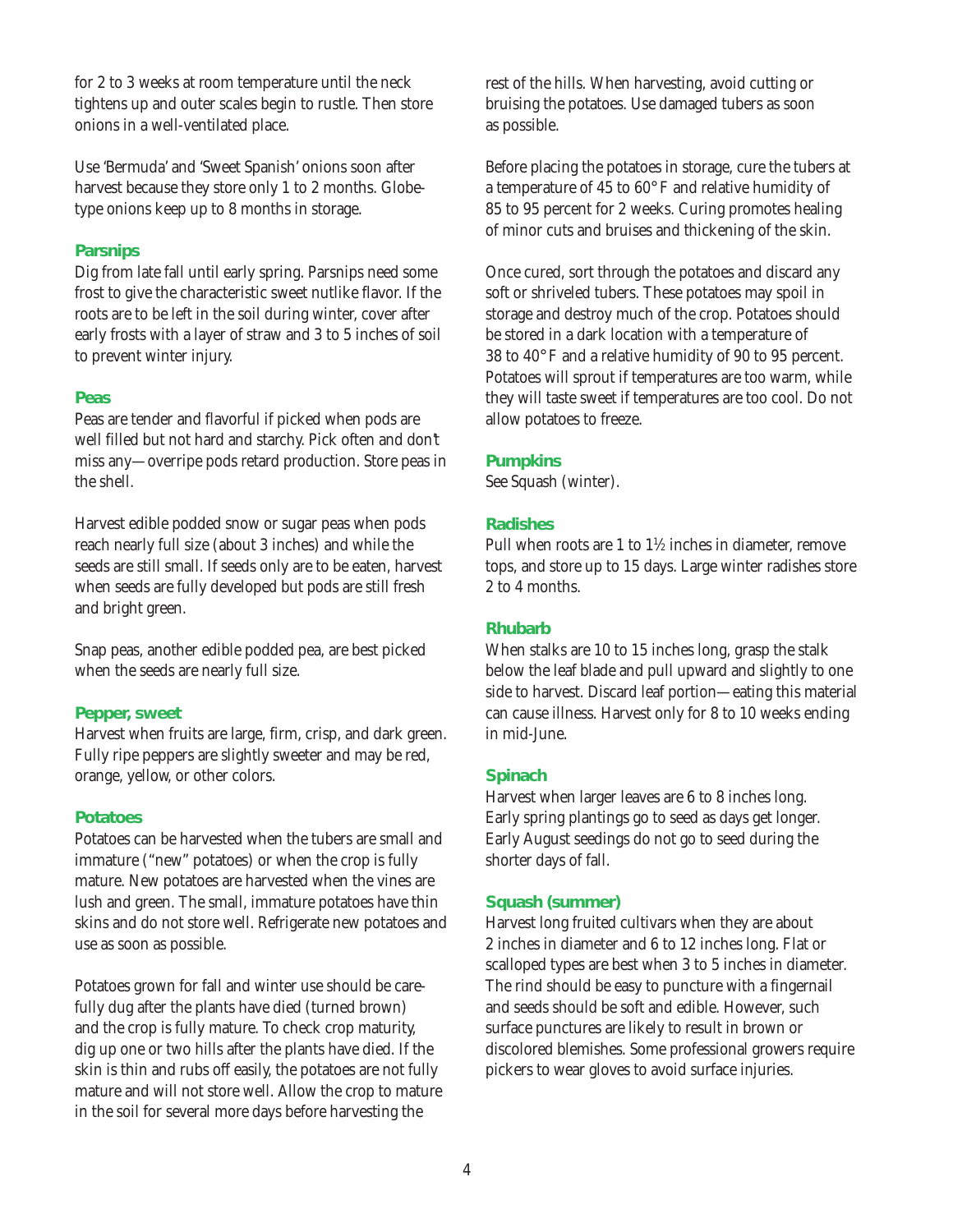for 2 to 3 weeks at room temperature until the neck tightens up and outer scales begin to rustle. Then store onions in a well-ventilated place.

Use 'Bermuda' and 'Sweet Spanish' onions soon after harvest because they store only 1 to 2 months. Globe-type onions keep up to 8 months in storage.

### Parsnips

Dig from late fall until early spring. Parsnips need some frost to give the characteristic sweet nutlike flavor. If the roots are to be left in the soil during winter, cover after early frosts with a layer of straw and 3 to 5 inches of soil to prevent winter injury.

### Peas

Peas are tender and flavorful if picked when pods are well filled but not hard and starchy. Pick often and don't miss any—overripe pods retard production. Store peas in the shell.

Harvest edible podded snow or sugar peas when pods reach nearly full size (about 3 inches) and while the seeds are still small. If seeds only are to be eaten, harvest when seeds are fully developed but pods are still fresh and bright green.

Snap peas, another edible podded pea, are best picked when the seeds are nearly full size.

### Pepper, sweet

Harvest when fruits are large, firm, crisp, and dark green. Fully ripe peppers are slightly sweeter and may be red, orange, yellow, or other colors.

### Potatoes

Potatoes can be harvested when the tubers are small and immature ("new" potatoes) or when the crop is fully mature. New potatoes are harvested when the vines are lush and green. The small, immature potatoes have thin skins and do not store well. Refrigerate new potatoes and use as soon as possible.

Potatoes grown for fall and winter use should be carefully dug after the plants have died (turned brown) and the crop is fully mature. To check crop maturity, dig up one or two hills after the plants have died. If the skin is thin and rubs off easily, the potatoes are not fully mature and will not store well. Allow the crop to mature in the soil for several more days before harvesting the rest of the hills. When harvesting, avoid cutting or bruising the potatoes. Use damaged tubers as soon as possible.

Before placing the potatoes in storage, cure the tubers at a temperature of 45 to 60°F and relative humidity of 85 to 95 percent for 2 weeks. Curing promotes healing of minor cuts and bruises and thickening of the skin.

Once cured, sort through the potatoes and discard any soft or shriveled tubers. These potatoes may spoil in storage and destroy much of the crop. Potatoes should be stored in a dark location with a temperature of 38 to 40°F and a relative humidity of 90 to 95 percent. Potatoes will sprout if temperatures are too warm, while they will taste sweet if temperatures are too cool. Do not allow potatoes to freeze.

### Pumpkins

See Squash (winter).

### Radishes

Pull when roots are 1 to 1½ inches in diameter, remove tops, and store up to 15 days. Large winter radishes store 2 to 4 months.

### Rhubarb

When stalks are 10 to 15 inches long, grasp the stalk below the leaf blade and pull upward and slightly to one side to harvest. Discard leaf portion—eating this material can cause illness. Harvest only for 8 to 10 weeks ending in mid-June.

### Spinach

Harvest when larger leaves are 6 to 8 inches long. Early spring plantings go to seed as days get longer. Early August seedings do not go to seed during the shorter days of fall.

### Squash (summer)

Harvest long fruited cultivars when they are about 2 inches in diameter and 6 to 12 inches long. Flat or scalloped types are best when 3 to 5 inches in diameter. The rind should be easy to puncture with a fingernail and seeds should be soft and edible. However, such surface punctures are likely to result in brown or discolored blemishes. Some professional growers require pickers to wear gloves to avoid surface injuries.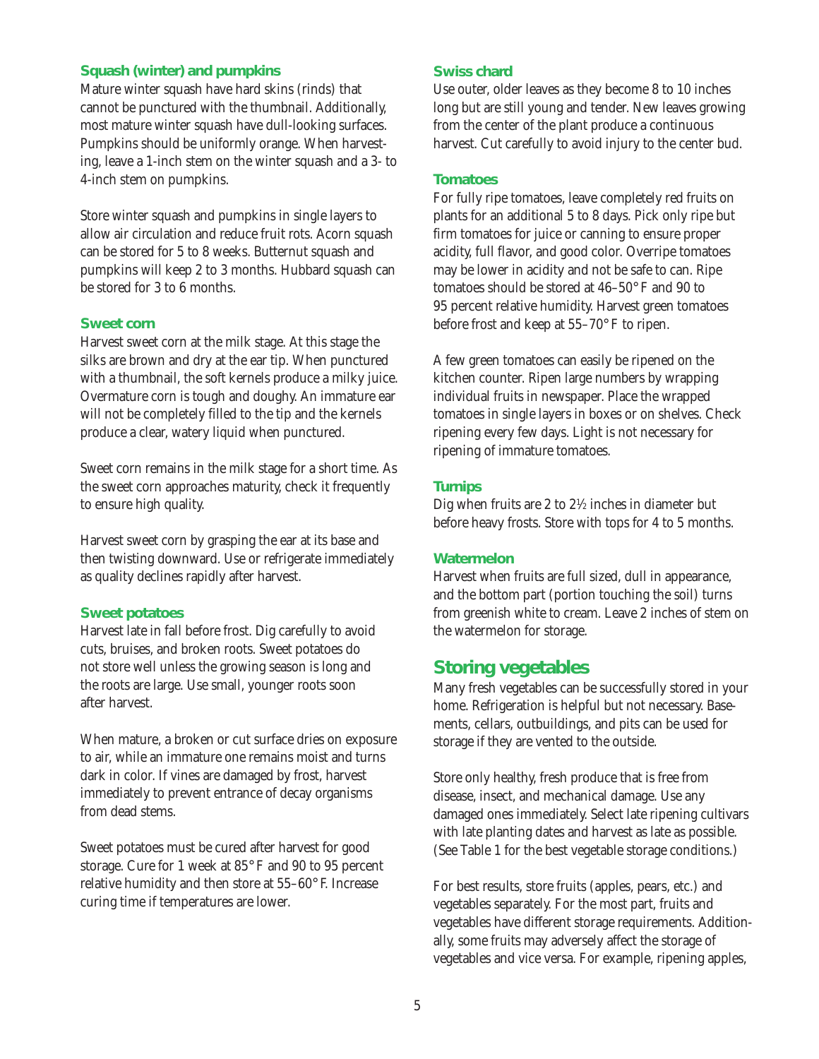### Squash (winter) and pumpkins

Mature winter squash have hard skins (rinds) that cannot be punctured with the thumbnail. Additionally, most mature winter squash have dull-looking surfaces. Pumpkins should be uniformly orange. When harvesting, leave a 1-inch stem on the winter squash and a 3- to 4-inch stem on pumpkins.

Store winter squash and pumpkins in single layers to allow air circulation and reduce fruit rots. Acorn squash can be stored for 5 to 8 weeks. Butternut squash and pumpkins will keep 2 to 3 months. Hubbard squash can be stored for 3 to 6 months.

### Sweet corn

Harvest sweet corn at the milk stage. At this stage the silks are brown and dry at the ear tip. When punctured with a thumbnail, the soft kernels produce a milky juice. Overmature corn is tough and doughy. An immature ear will not be completely filled to the tip and the kernels produce a clear, watery liquid when punctured.

Sweet corn remains in the milk stage for a short time. As the sweet corn approaches maturity, check it frequently to ensure high quality.

Harvest sweet corn by grasping the ear at its base and then twisting downward. Use or refrigerate immediately as quality declines rapidly after harvest.

### Sweet potatoes

Harvest late in fall before frost. Dig carefully to avoid cuts, bruises, and broken roots. Sweet potatoes do not store well unless the growing season is long and the roots are large. Use small, younger roots soon after harvest.

When mature, a broken or cut surface dries on exposure to air, while an immature one remains moist and turns dark in color. If vines are damaged by frost, harvest immediately to prevent entrance of decay organisms from dead stems.

Sweet potatoes must be cured after harvest for good storage. Cure for 1 week at 85° F and 90 to 95 percent relative humidity and then store at 55–60° F. Increase curing time if temperatures are lower.

### Swiss chard

Use outer, older leaves as they become 8 to 10 inches long but are still young and tender. New leaves growing from the center of the plant produce a continuous harvest. Cut carefully to avoid injury to the center bud.

### Tomatoes

For fully ripe tomatoes, leave completely red fruits on plants for an additional 5 to 8 days. Pick only ripe but firm tomatoes for juice or canning to ensure proper acidity, full flavor, and good color. Overripe tomatoes may be lower in acidity and not be safe to can. Ripe tomatoes should be stored at 46–50° F and 90 to 95 percent relative humidity. Harvest green tomatoes before frost and keep at 55–70° F to ripen.

A few green tomatoes can easily be ripened on the kitchen counter. Ripen large numbers by wrapping individual fruits in newspaper. Place the wrapped tomatoes in single layers in boxes or on shelves. Check ripening every few days. Light is not necessary for ripening of immature tomatoes.

### Turnips

Dig when fruits are 2 to 2½ inches in diameter but before heavy frosts. Store with tops for 4 to 5 months.

### Watermelon

Harvest when fruits are full sized, dull in appearance, and the bottom part (portion touching the soil) turns from greenish white to cream. Leave 2 inches of stem on the watermelon for storage.

## Storing vegetables

Many fresh vegetables can be successfully stored in your home. Refrigeration is helpful but not necessary. Basements, cellars, outbuildings, and pits can be used for storage if they are vented to the outside.

Store only healthy, fresh produce that is free from disease, insect, and mechanical damage. Use any damaged ones immediately. Select late ripening cultivars with late planting dates and harvest as late as possible. (See Table 1 for the best vegetable storage conditions.)

For best results, store fruits (apples, pears, etc.) and vegetables separately. For the most part, fruits and vegetables have different storage requirements. Additionally, some fruits may adversely affect the storage of vegetables and vice versa. For example, ripening apples,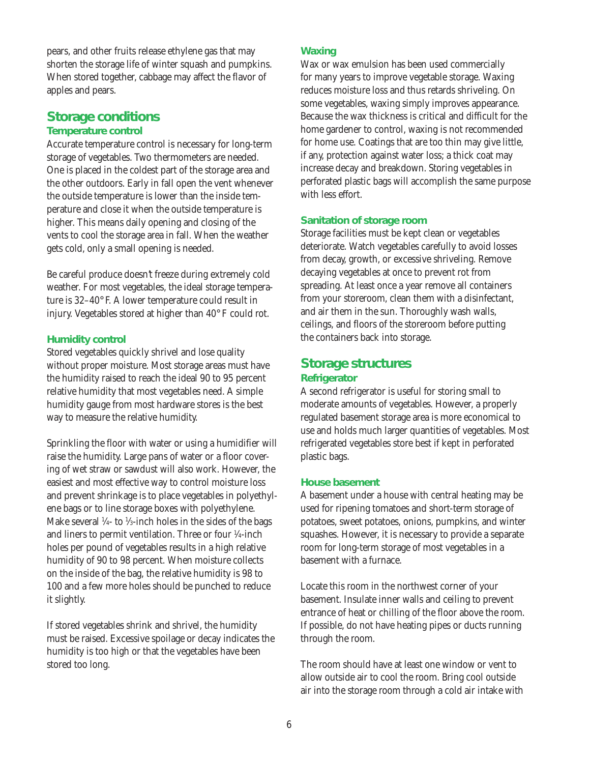pears, and other fruits release ethylene gas that may shorten the storage life of winter squash and pumpkins. When stored together, cabbage may affect the flavor of apples and pears.

## Storage conditions

### Temperature control

Accurate temperature control is necessary for long-term storage of vegetables. Two thermometers are needed. One is placed in the coldest part of the storage area and the other outdoors. Early in fall open the vent whenever the outside temperature is lower than the inside temperature and close it when the outside temperature is higher. This means daily opening and closing of the vents to cool the storage area in fall. When the weather gets cold, only a small opening is needed.

Be careful produce doesn't freeze during extremely cold weather. For most vegetables, the ideal storage temperature is 32–40° F. A lower temperature could result in injury. Vegetables stored at higher than 40° F could rot.

### Humidity control

Stored vegetables quickly shrivel and lose quality without proper moisture. Most storage areas must have the humidity raised to reach the ideal 90 to 95 percent relative humidity that most vegetables need. A simple humidity gauge from most hardware stores is the best way to measure the relative humidity.

Sprinkling the floor with water or using a humidifier will raise the humidity. Large pans of water or a floor covering of wet straw or sawdust will also work. However, the easiest and most effective way to control moisture loss and prevent shrinkage is to place vegetables in polyethylene bags or to line storage boxes with polyethylene. Make several ¼- to ⅓-inch holes in the sides of the bags and liners to permit ventilation. Three or four ¼-inch holes per pound of vegetables results in a high relative humidity of 90 to 98 percent. When moisture collects on the inside of the bag, the relative humidity is 98 to 100 and a few more holes should be punched to reduce it slightly.

If stored vegetables shrink and shrivel, the humidity must be raised. Excessive spoilage or decay indicates the humidity is too high or that the vegetables have been stored too long.

### Waxing

Wax or wax emulsion has been used commercially for many years to improve vegetable storage. Waxing reduces moisture loss and thus retards shriveling. On some vegetables, waxing simply improves appearance. Because the wax thickness is critical and difficult for the home gardener to control, waxing is not recommended for home use. Coatings that are too thin may give little, if any, protection against water loss; a thick coat may increase decay and breakdown. Storing vegetables in perforated plastic bags will accomplish the same purpose with less effort.

### Sanitation of storage room

Storage facilities must be kept clean or vegetables deteriorate. Watch vegetables carefully to avoid losses from decay, growth, or excessive shriveling. Remove decaying vegetables at once to prevent rot from spreading. At least once a year remove all containers from your storeroom, clean them with a disinfectant, and air them in the sun. Thoroughly wash walls, ceilings, and floors of the storeroom before putting the containers back into storage.

## Storage structures

### Refrigerator

A second refrigerator is useful for storing small to moderate amounts of vegetables. However, a properly regulated basement storage area is more economical to use and holds much larger quantities of vegetables. Most refrigerated vegetables store best if kept in perforated plastic bags.

### House basement

A basement under a house with central heating may be used for ripening tomatoes and short-term storage of potatoes, sweet potatoes, onions, pumpkins, and winter squashes. However, it is necessary to provide a separate room for long-term storage of most vegetables in a basement with a furnace.

Locate this room in the northwest corner of your basement. Insulate inner walls and ceiling to prevent entrance of heat or chilling of the floor above the room. If possible, do not have heating pipes or ducts running through the room.

The room should have at least one window or vent to allow outside air to cool the room. Bring cool outside air into the storage room through a cold air intake with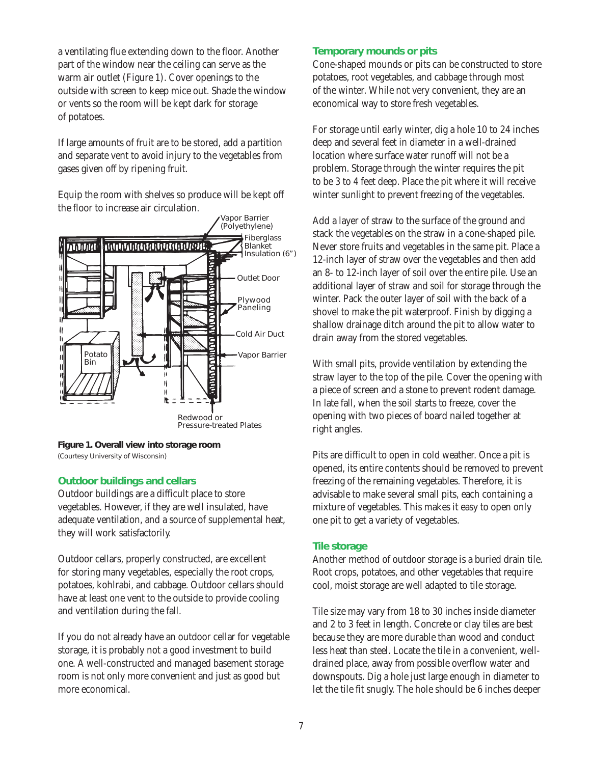a ventilating flue extending down to the floor. Another part of the window near the ceiling can serve as the warm air outlet (Figure 1). Cover openings to the outside with screen to keep mice out. Shade the window or vents so the room will be kept dark for storage of potatoes.

If large amounts of fruit are to be stored, add a partition and separate vent to avoid injury to the vegetables from gases given off by ripening fruit.

Equip the room with shelves so produce will be kept off the floor to increase air circulation.

Vapor Barrier (Polyethylene)
Fiberglass Blanket Insulation (6")
Outlet Door
Plywood Paneling
Cold Air Duct
Vapor Barrier
Potato Bin
Redwood or Pressure-treated Plates

**Figure 1. Overall view into storage room**
(Courtesy University of Wisconsin)

## Outdoor buildings and cellars

Outdoor buildings are a difficult place to store vegetables. However, if they are well insulated, have adequate ventilation, and a source of supplemental heat, they will work satisfactorily.

Outdoor cellars, properly constructed, are excellent for storing many vegetables, especially the root crops, potatoes, kohlrabi, and cabbage. Outdoor cellars should have at least one vent to the outside to provide cooling and ventilation during the fall.

If you do not already have an outdoor cellar for vegetable storage, it is probably not a good investment to build one. A well-constructed and managed basement storage room is not only more convenient and just as good but more economical.

## Temporary mounds or pits

Cone-shaped mounds or pits can be constructed to store potatoes, root vegetables, and cabbage through most of the winter. While not very convenient, they are an economical way to store fresh vegetables.

For storage until early winter, dig a hole 10 to 24 inches deep and several feet in diameter in a well-drained location where surface water runoff will not be a problem. Storage through the winter requires the pit to be 3 to 4 feet deep. Place the pit where it will receive winter sunlight to prevent freezing of the vegetables.

Add a layer of straw to the surface of the ground and stack the vegetables on the straw in a cone-shaped pile. Never store fruits and vegetables in the same pit. Place a 12-inch layer of straw over the vegetables and then add an 8- to 12-inch layer of soil over the entire pile. Use an additional layer of straw and soil for storage through the winter. Pack the outer layer of soil with the back of a shovel to make the pit waterproof. Finish by digging a shallow drainage ditch around the pit to allow water to drain away from the stored vegetables.

With small pits, provide ventilation by extending the straw layer to the top of the pile. Cover the opening with a piece of screen and a stone to prevent rodent damage. In late fall, when the soil starts to freeze, cover the opening with two pieces of board nailed together at right angles.

Pits are difficult to open in cold weather. Once a pit is opened, its entire contents should be removed to prevent freezing of the remaining vegetables. Therefore, it is advisable to make several small pits, each containing a mixture of vegetables. This makes it easy to open only one pit to get a variety of vegetables.

## Tile storage

Another method of outdoor storage is a buried drain tile. Root crops, potatoes, and other vegetables that require cool, moist storage are well adapted to tile storage.

Tile size may vary from 18 to 30 inches inside diameter and 2 to 3 feet in length. Concrete or clay tiles are best because they are more durable than wood and conduct less heat than steel. Locate the tile in a convenient, well-drained place, away from possible overflow water and downspouts. Dig a hole just large enough in diameter to let the tile fit snugly. The hole should be 6 inches deeper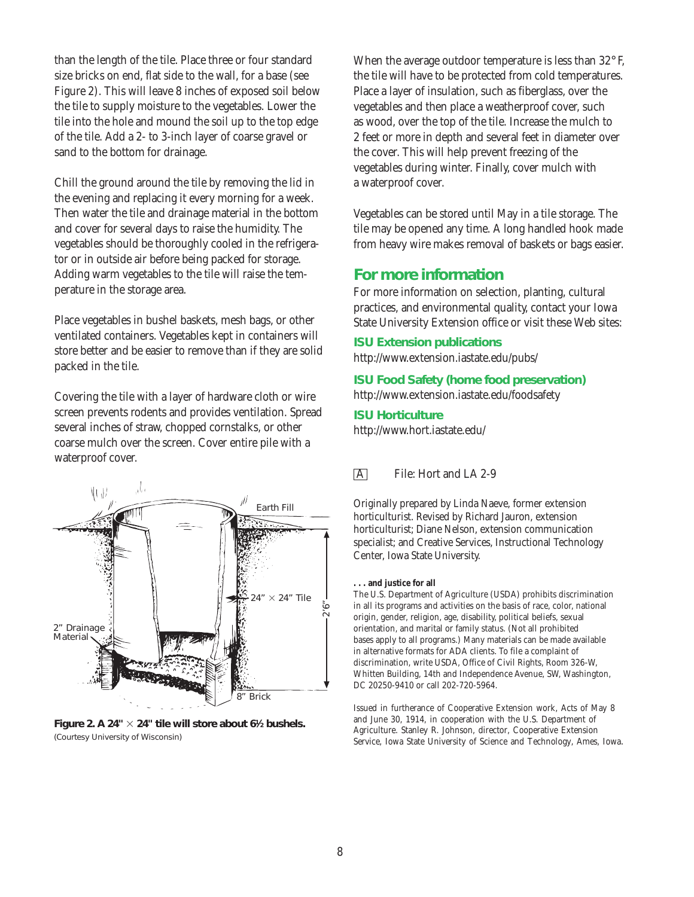than the length of the tile. Place three or four standard size bricks on end, flat side to the wall, for a base (see Figure 2). This will leave 8 inches of exposed soil below the tile to supply moisture to the vegetables. Lower the tile into the hole and mound the soil up to the top edge of the tile. Add a 2- to 3-inch layer of coarse gravel or sand to the bottom for drainage.

Chill the ground around the tile by removing the lid in the evening and replacing it every morning for a week. Then water the tile and drainage material in the bottom and cover for several days to raise the humidity. The vegetables should be thoroughly cooled in the refrigerator or in outside air before being packed for storage. Adding warm vegetables to the tile will raise the temperature in the storage area.

Place vegetables in bushel baskets, mesh bags, or other ventilated containers. Vegetables kept in containers will store better and be easier to remove than if they are solid packed in the tile.

Covering the tile with a layer of hardware cloth or wire screen prevents rodents and provides ventilation. Spread several inches of straw, chopped cornstalks, or other coarse mulch over the screen. Cover entire pile with a waterproof cover.

Earth Fill

24" × 24" Tile

2'6"

2" Drainage Material

8" Brick

**Figure 2. A 24" × 24" tile will store about 6½ bushels.**
(Courtesy University of Wisconsin)

When the average outdoor temperature is less than 32° F, the tile will have to be protected from cold temperatures. Place a layer of insulation, such as fiberglass, over the vegetables and then place a weatherproof cover, such as wood, over the top of the tile. Increase the mulch to 2 feet or more in depth and several feet in diameter over the cover. This will help prevent freezing of the vegetables during winter. Finally, cover mulch with a waterproof cover.

Vegetables can be stored until May in a tile storage. The tile may be opened any time. A long handled hook made from heavy wire makes removal of baskets or bags easier.

## For more information

For more information on selection, planting, cultural practices, and environmental quality, contact your Iowa State University Extension office or visit these Web sites:

**ISU Extension publications**
http://www.extension.iastate.edu/pubs/

**ISU Food Safety (home food preservation)**
http://www.extension.iastate.edu/foodsafety

**ISU Horticulture**
http://www.hort.iastate.edu/

A File: Hort and LA 2-9

Originally prepared by Linda Naeve, former extension horticulturist. Revised by Richard Jauron, extension horticulturist; Diane Nelson, extension communication specialist; and Creative Services, Instructional Technology Center, Iowa State University.

**. . . and justice for all**
The U.S. Department of Agriculture (USDA) prohibits discrimination in all its programs and activities on the basis of race, color, national origin, gender, religion, age, disability, political beliefs, sexual orientation, and marital or family status. (Not all prohibited bases apply to all programs.) Many materials can be made available in alternative formats for ADA clients. To file a complaint of discrimination, write USDA, Office of Civil Rights, Room 326-W, Whitten Building, 14th and Independence Avenue, SW, Washington, DC 20250-9410 or call 202-720-5964.

Issued in furtherance of Cooperative Extension work, Acts of May 8 and June 30, 1914, in cooperation with the U.S. Department of Agriculture. Stanley R. Johnson, director, Cooperative Extension Service, Iowa State University of Science and Technology, Ames, Iowa.